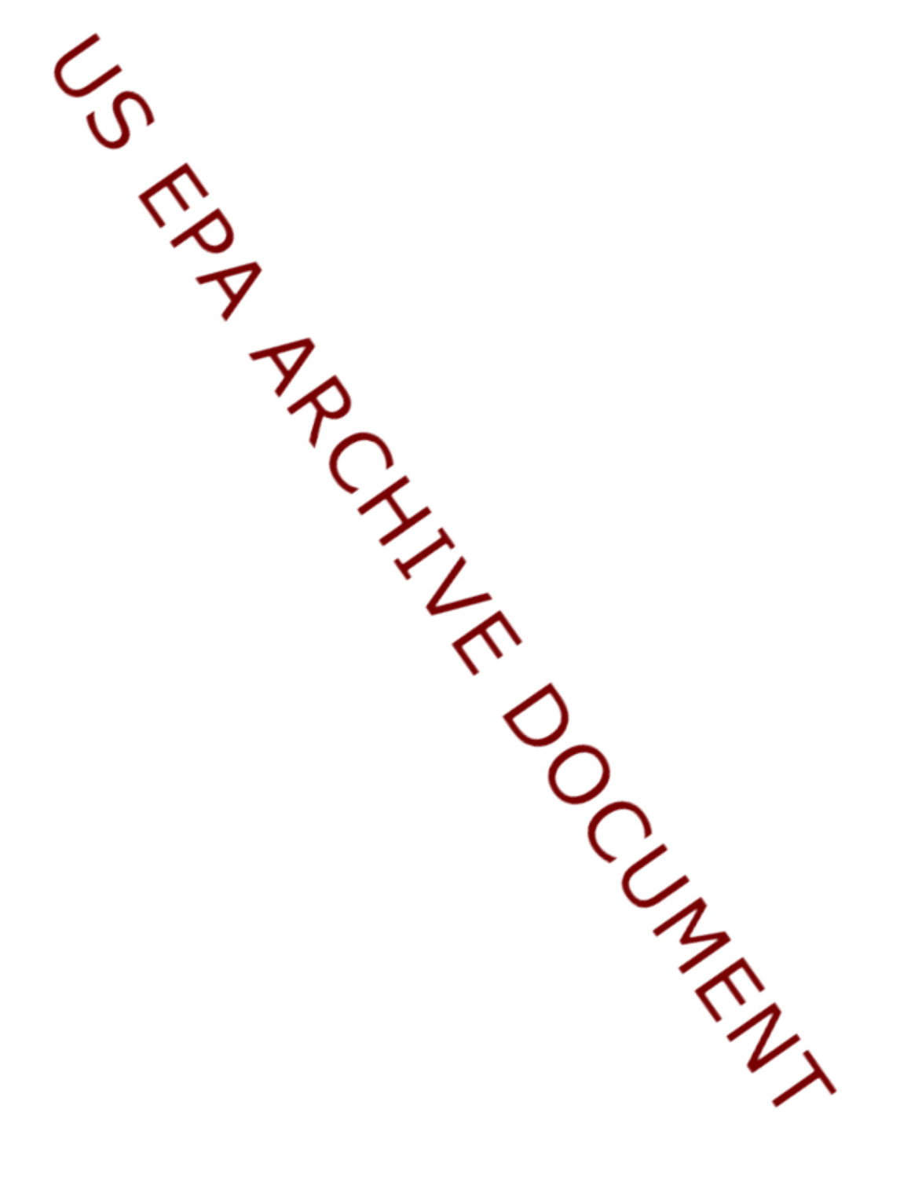US EPA ARCHIVE DOCUMENT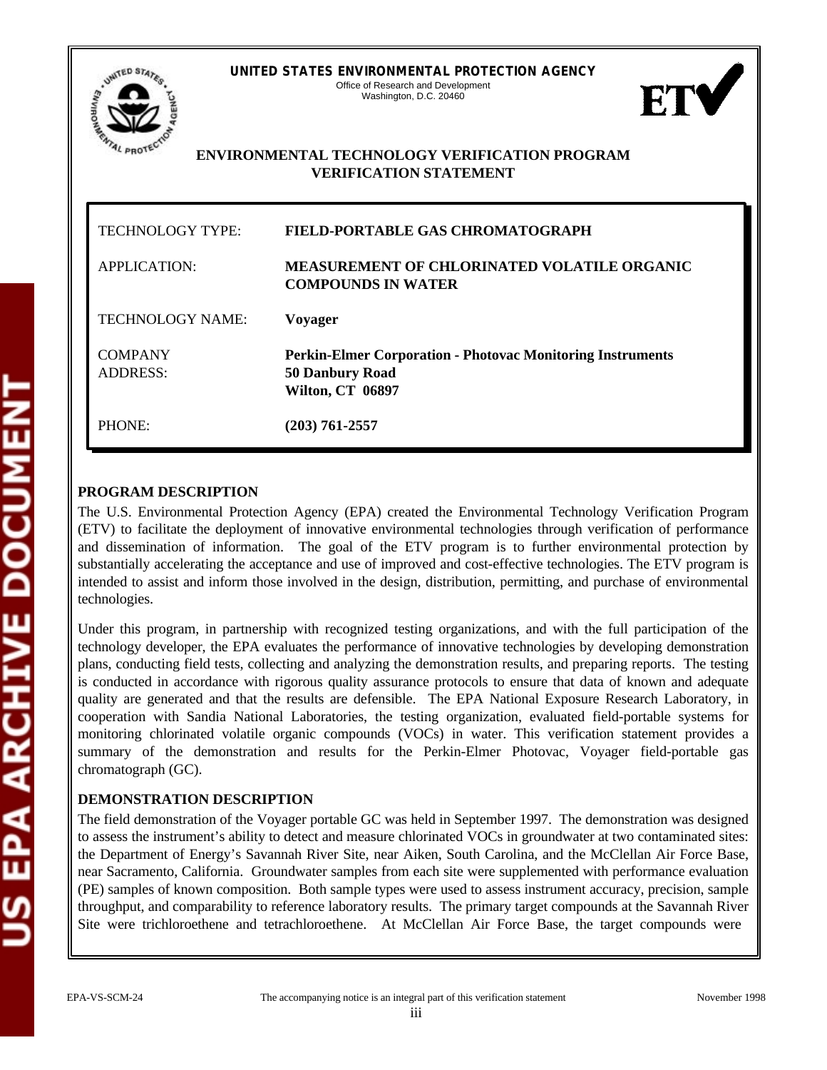**UNITED STATES ENVIRONMENTAL PROTECTION AGENCY**
Office of Research and Development
Washington, D.C. 20460

**ENVIRONMENTAL TECHNOLOGY VERIFICATION PROGRAM**
**VERIFICATION STATEMENT**

| | |
|---|---|
| TECHNOLOGY TYPE: | **FIELD-PORTABLE GAS CHROMATOGRAPH** |
| APPLICATION: | **MEASUREMENT OF CHLORINATED VOLATILE ORGANIC COMPOUNDS IN WATER** |
| TECHNOLOGY NAME: | **Voyager** |
| COMPANY ADDRESS: | **Perkin-Elmer Corporation - Photovac Monitoring Instruments**<br>**50 Danbury Road**<br>**Wilton, CT 06897** |
| PHONE: | **(203) 761-2557** |

## PROGRAM DESCRIPTION

The U.S. Environmental Protection Agency (EPA) created the Environmental Technology Verification Program (ETV) to facilitate the deployment of innovative environmental technologies through verification of performance and dissemination of information. The goal of the ETV program is to further environmental protection by substantially accelerating the acceptance and use of improved and cost-effective technologies. The ETV program is intended to assist and inform those involved in the design, distribution, permitting, and purchase of environmental technologies.

Under this program, in partnership with recognized testing organizations, and with the full participation of the technology developer, the EPA evaluates the performance of innovative technologies by developing demonstration plans, conducting field tests, collecting and analyzing the demonstration results, and preparing reports. The testing is conducted in accordance with rigorous quality assurance protocols to ensure that data of known and adequate quality are generated and that the results are defensible. The EPA National Exposure Research Laboratory, in cooperation with Sandia National Laboratories, the testing organization, evaluated field-portable systems for monitoring chlorinated volatile organic compounds (VOCs) in water. This verification statement provides a summary of the demonstration and results for the Perkin-Elmer Photovac, Voyager field-portable gas chromatograph (GC).

## DEMONSTRATION DESCRIPTION

The field demonstration of the Voyager portable GC was held in September 1997. The demonstration was designed to assess the instrument's ability to detect and measure chlorinated VOCs in groundwater at two contaminated sites: the Department of Energy's Savannah River Site, near Aiken, South Carolina, and the McClellan Air Force Base, near Sacramento, California. Groundwater samples from each site were supplemented with performance evaluation (PE) samples of known composition. Both sample types were used to assess instrument accuracy, precision, sample throughput, and comparability to reference laboratory results. The primary target compounds at the Savannah River Site were trichloroethene and tetrachloroethene. At McClellan Air Force Base, the target compounds were

EPA-VS-SCM-24 The accompanying notice is an integral part of this verification statement November 1998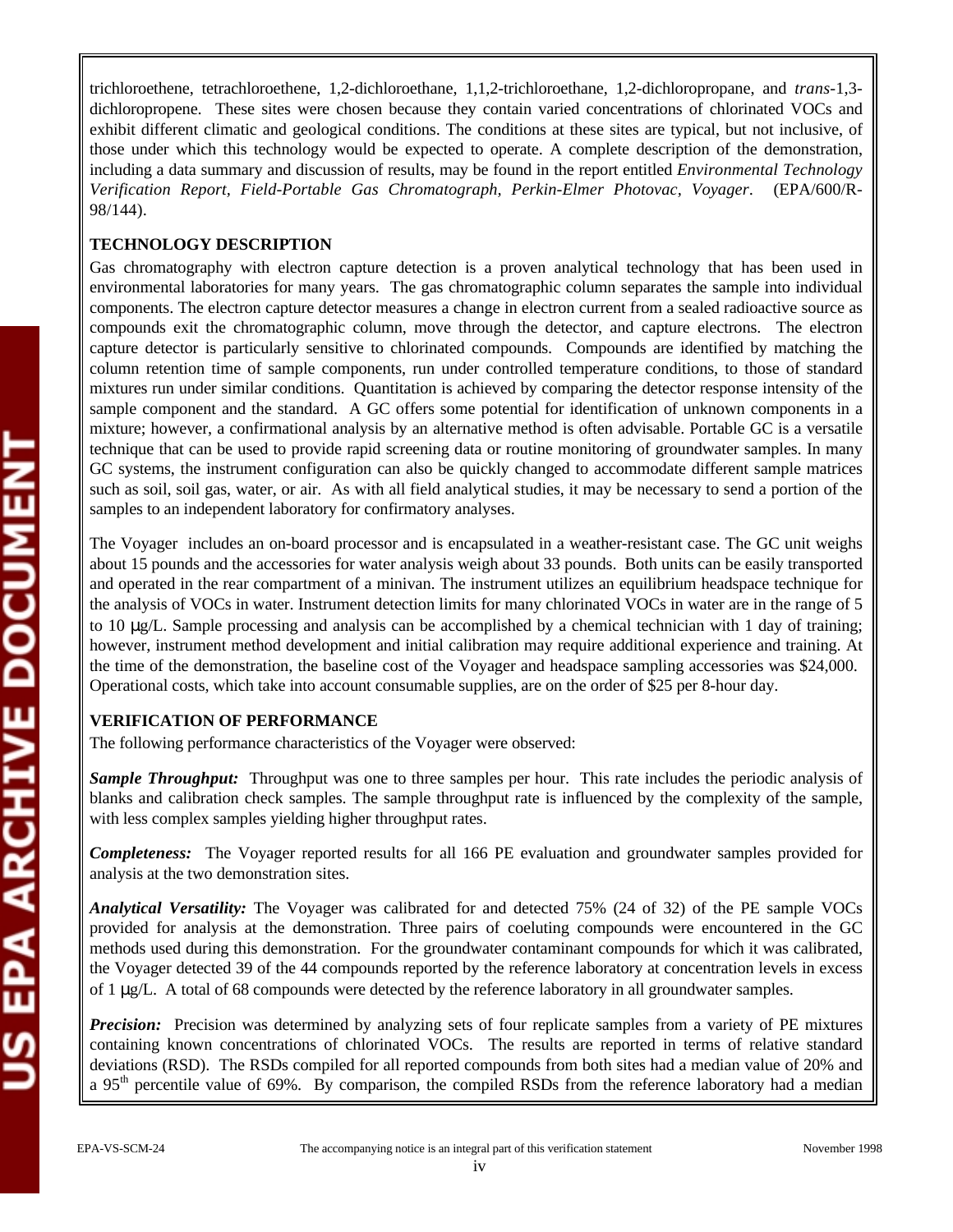trichloroethene, tetrachloroethene, 1,2-dichloroethane, 1,1,2-trichloroethane, 1,2-dichloropropane, and *trans*-1,3-dichloropropene. These sites were chosen because they contain varied concentrations of chlorinated VOCs and exhibit different climatic and geological conditions. The conditions at these sites are typical, but not inclusive, of those under which this technology would be expected to operate. A complete description of the demonstration, including a data summary and discussion of results, may be found in the report entitled *Environmental Technology Verification Report, Field-Portable Gas Chromatograph, Perkin-Elmer Photovac, Voyager*. (EPA/600/R-98/144).

**TECHNOLOGY DESCRIPTION**

Gas chromatography with electron capture detection is a proven analytical technology that has been used in environmental laboratories for many years. The gas chromatographic column separates the sample into individual components. The electron capture detector measures a change in electron current from a sealed radioactive source as compounds exit the chromatographic column, move through the detector, and capture electrons. The electron capture detector is particularly sensitive to chlorinated compounds. Compounds are identified by matching the column retention time of sample components, run under controlled temperature conditions, to those of standard mixtures run under similar conditions. Quantitation is achieved by comparing the detector response intensity of the sample component and the standard. A GC offers some potential for identification of unknown components in a mixture; however, a confirmational analysis by an alternative method is often advisable. Portable GC is a versatile technique that can be used to provide rapid screening data or routine monitoring of groundwater samples. In many GC systems, the instrument configuration can also be quickly changed to accommodate different sample matrices such as soil, soil gas, water, or air. As with all field analytical studies, it may be necessary to send a portion of the samples to an independent laboratory for confirmatory analyses.

The Voyager includes an on-board processor and is encapsulated in a weather-resistant case. The GC unit weighs about 15 pounds and the accessories for water analysis weigh about 33 pounds. Both units can be easily transported and operated in the rear compartment of a minivan. The instrument utilizes an equilibrium headspace technique for the analysis of VOCs in water. Instrument detection limits for many chlorinated VOCs in water are in the range of 5 to 10 µg/L. Sample processing and analysis can be accomplished by a chemical technician with 1 day of training; however, instrument method development and initial calibration may require additional experience and training. At the time of the demonstration, the baseline cost of the Voyager and headspace sampling accessories was \$24,000. Operational costs, which take into account consumable supplies, are on the order of \$25 per 8-hour day.

**VERIFICATION OF PERFORMANCE**

The following performance characteristics of the Voyager were observed:

***Sample Throughput:*** Throughput was one to three samples per hour. This rate includes the periodic analysis of blanks and calibration check samples. The sample throughput rate is influenced by the complexity of the sample, with less complex samples yielding higher throughput rates.

***Completeness:*** The Voyager reported results for all 166 PE evaluation and groundwater samples provided for analysis at the two demonstration sites.

***Analytical Versatility:*** The Voyager was calibrated for and detected 75% (24 of 32) of the PE sample VOCs provided for analysis at the demonstration. Three pairs of coeluting compounds were encountered in the GC methods used during this demonstration. For the groundwater contaminant compounds for which it was calibrated, the Voyager detected 39 of the 44 compounds reported by the reference laboratory at concentration levels in excess of 1 µg/L. A total of 68 compounds were detected by the reference laboratory in all groundwater samples.

***Precision:*** Precision was determined by analyzing sets of four replicate samples from a variety of PE mixtures containing known concentrations of chlorinated VOCs. The results are reported in terms of relative standard deviations (RSD). The RSDs compiled for all reported compounds from both sites had a median value of 20% and a 95$^{th}$ percentile value of 69%. By comparison, the compiled RSDs from the reference laboratory had a median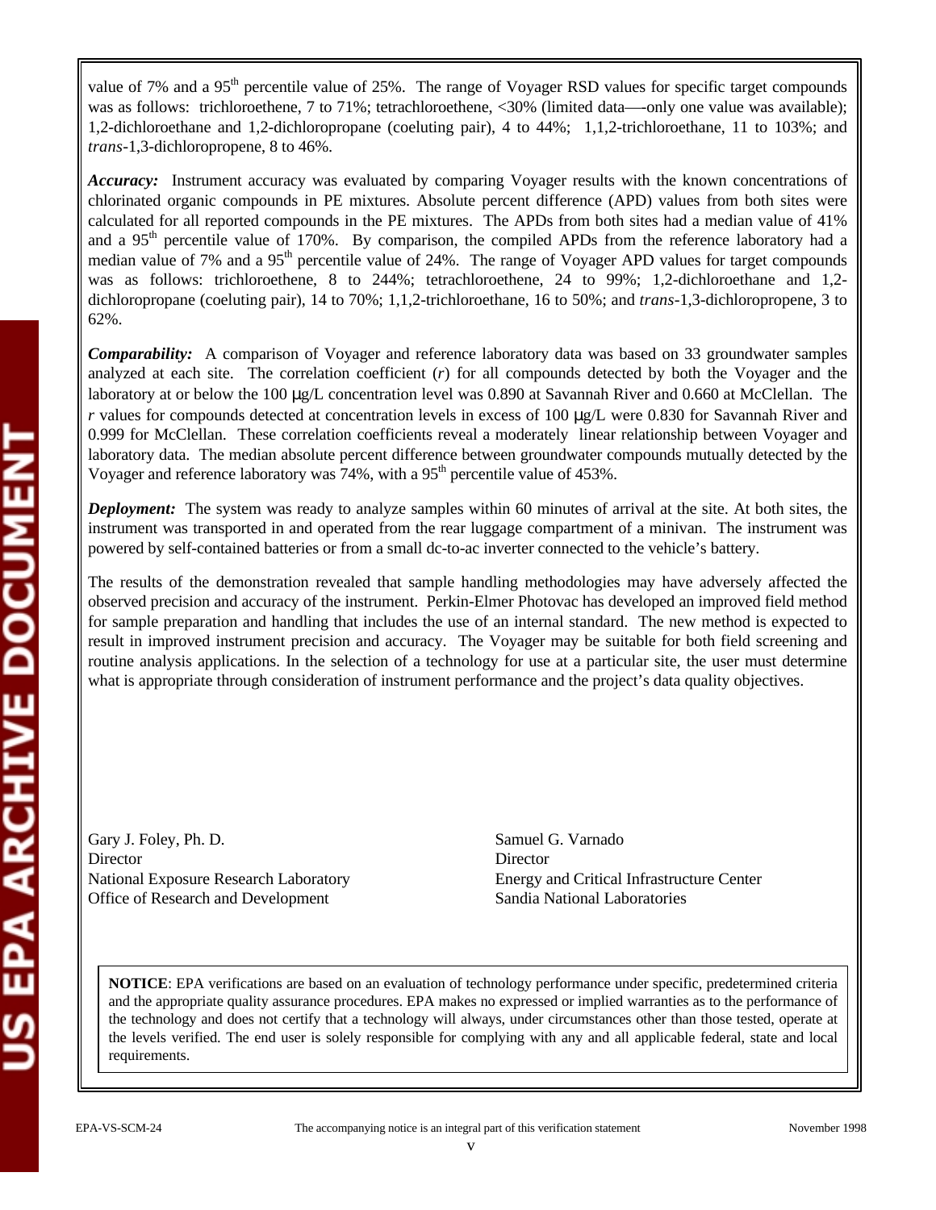value of 7% and a 95th percentile value of 25%. The range of Voyager RSD values for specific target compounds was as follows: trichloroethene, 7 to 71%; tetrachloroethene, <30% (limited data—-only one value was available); 1,2-dichloroethane and 1,2-dichloropropane (coeluting pair), 4 to 44%; 1,1,2-trichloroethane, 11 to 103%; and *trans*-1,3-dichloropropene, 8 to 46%.

***Accuracy:*** Instrument accuracy was evaluated by comparing Voyager results with the known concentrations of chlorinated organic compounds in PE mixtures. Absolute percent difference (APD) values from both sites were calculated for all reported compounds in the PE mixtures. The APDs from both sites had a median value of 41% and a 95th percentile value of 170%. By comparison, the compiled APDs from the reference laboratory had a median value of 7% and a 95th percentile value of 24%. The range of Voyager APD values for target compounds was as follows: trichloroethene, 8 to 244%; tetrachloroethene, 24 to 99%; 1,2-dichloroethane and 1,2-dichloropropane (coeluting pair), 14 to 70%; 1,1,2-trichloroethane, 16 to 50%; and *trans*-1,3-dichloropropene, 3 to 62%.

***Comparability:*** A comparison of Voyager and reference laboratory data was based on 33 groundwater samples analyzed at each site. The correlation coefficient ($r$) for all compounds detected by both the Voyager and the laboratory at or below the 100 µg/L concentration level was 0.890 at Savannah River and 0.660 at McClellan. The $r$ values for compounds detected at concentration levels in excess of 100 µg/L were 0.830 for Savannah River and 0.999 for McClellan. These correlation coefficients reveal a moderately linear relationship between Voyager and laboratory data. The median absolute percent difference between groundwater compounds mutually detected by the Voyager and reference laboratory was 74%, with a 95th percentile value of 453%.

***Deployment:*** The system was ready to analyze samples within 60 minutes of arrival at the site. At both sites, the instrument was transported in and operated from the rear luggage compartment of a minivan. The instrument was powered by self-contained batteries or from a small dc-to-ac inverter connected to the vehicle's battery.

The results of the demonstration revealed that sample handling methodologies may have adversely affected the observed precision and accuracy of the instrument. Perkin-Elmer Photovac has developed an improved field method for sample preparation and handling that includes the use of an internal standard. The new method is expected to result in improved instrument precision and accuracy. The Voyager may be suitable for both field screening and routine analysis applications. In the selection of a technology for use at a particular site, the user must determine what is appropriate through consideration of instrument performance and the project's data quality objectives.

Gary J. Foley, Ph. D.
Director
National Exposure Research Laboratory
Office of Research and Development

Samuel G. Varnado
Director
Energy and Critical Infrastructure Center
Sandia National Laboratories

**NOTICE**: EPA verifications are based on an evaluation of technology performance under specific, predetermined criteria and the appropriate quality assurance procedures. EPA makes no expressed or implied warranties as to the performance of the technology and does not certify that a technology will always, under circumstances other than those tested, operate at the levels verified. The end user is solely responsible for complying with any and all applicable federal, state and local requirements.

EPA-VS-SCM-24 The accompanying notice is an integral part of this verification statement November 1998